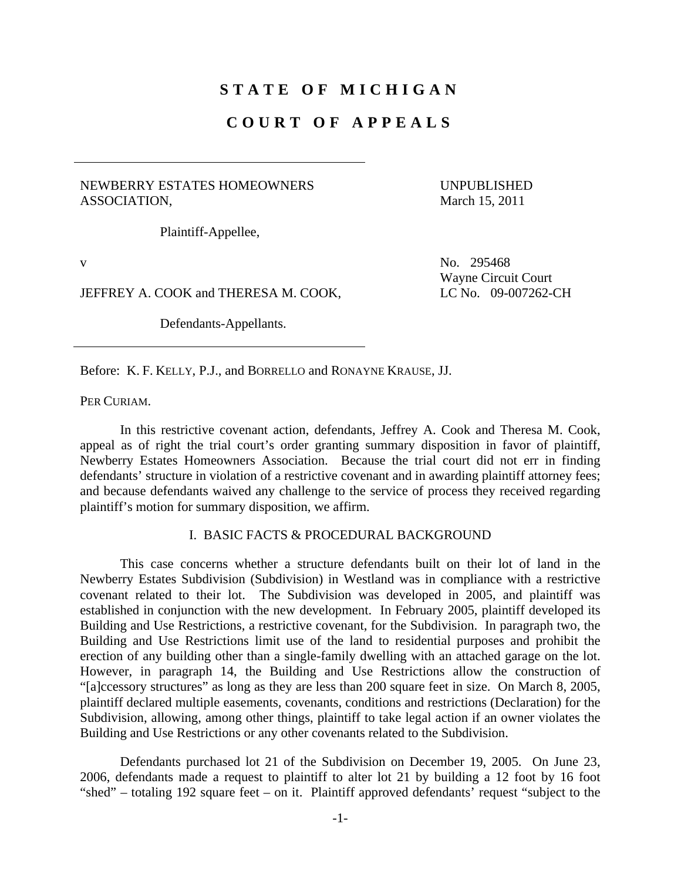# STATE OF MICHIGAN

# COURT OF APPEALS

NEWBERRY ESTATES HOMEOWNERS ASSOCIATION,

Plaintiff-Appellee,

v

JEFFREY A. COOK and THERESA M. COOK,

Defendants-Appellants.

UNPUBLISHED
March 15, 2011

No. 295468
Wayne Circuit Court
LC No. 09-007262-CH

Before: K. F. KELLY, P.J., and BORRELLO and RONAYNE KRAUSE, JJ.

PER CURIAM.

In this restrictive covenant action, defendants, Jeffrey A. Cook and Theresa M. Cook, appeal as of right the trial court's order granting summary disposition in favor of plaintiff, Newberry Estates Homeowners Association. Because the trial court did not err in finding defendants' structure in violation of a restrictive covenant and in awarding plaintiff attorney fees; and because defendants waived any challenge to the service of process they received regarding plaintiff's motion for summary disposition, we affirm.

## I. BASIC FACTS & PROCEDURAL BACKGROUND

This case concerns whether a structure defendants built on their lot of land in the Newberry Estates Subdivision (Subdivision) in Westland was in compliance with a restrictive covenant related to their lot. The Subdivision was developed in 2005, and plaintiff was established in conjunction with the new development. In February 2005, plaintiff developed its Building and Use Restrictions, a restrictive covenant, for the Subdivision. In paragraph two, the Building and Use Restrictions limit use of the land to residential purposes and prohibit the erection of any building other than a single-family dwelling with an attached garage on the lot. However, in paragraph 14, the Building and Use Restrictions allow the construction of "[a]ccessory structures" as long as they are less than 200 square feet in size. On March 8, 2005, plaintiff declared multiple easements, covenants, conditions and restrictions (Declaration) for the Subdivision, allowing, among other things, plaintiff to take legal action if an owner violates the Building and Use Restrictions or any other covenants related to the Subdivision.

Defendants purchased lot 21 of the Subdivision on December 19, 2005. On June 23, 2006, defendants made a request to plaintiff to alter lot 21 by building a 12 foot by 16 foot "shed" – totaling 192 square feet – on it. Plaintiff approved defendants' request "subject to the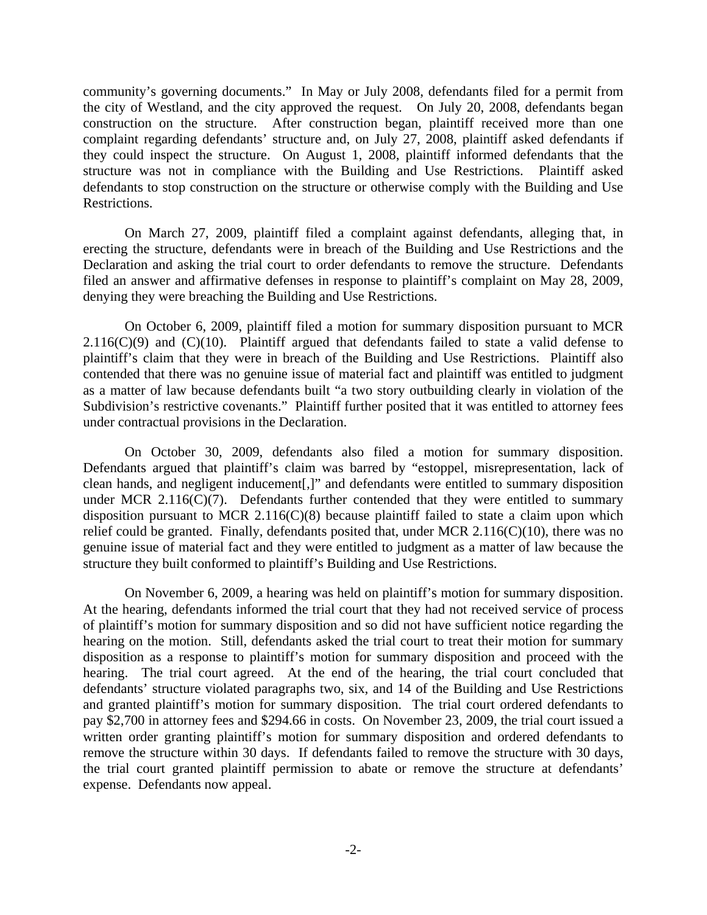community's governing documents." In May or July 2008, defendants filed for a permit from the city of Westland, and the city approved the request. On July 20, 2008, defendants began construction on the structure. After construction began, plaintiff received more than one complaint regarding defendants' structure and, on July 27, 2008, plaintiff asked defendants if they could inspect the structure. On August 1, 2008, plaintiff informed defendants that the structure was not in compliance with the Building and Use Restrictions. Plaintiff asked defendants to stop construction on the structure or otherwise comply with the Building and Use Restrictions.

On March 27, 2009, plaintiff filed a complaint against defendants, alleging that, in erecting the structure, defendants were in breach of the Building and Use Restrictions and the Declaration and asking the trial court to order defendants to remove the structure. Defendants filed an answer and affirmative defenses in response to plaintiff's complaint on May 28, 2009, denying they were breaching the Building and Use Restrictions.

On October 6, 2009, plaintiff filed a motion for summary disposition pursuant to MCR 2.116(C)(9) and (C)(10). Plaintiff argued that defendants failed to state a valid defense to plaintiff's claim that they were in breach of the Building and Use Restrictions. Plaintiff also contended that there was no genuine issue of material fact and plaintiff was entitled to judgment as a matter of law because defendants built "a two story outbuilding clearly in violation of the Subdivision's restrictive covenants." Plaintiff further posited that it was entitled to attorney fees under contractual provisions in the Declaration.

On October 30, 2009, defendants also filed a motion for summary disposition. Defendants argued that plaintiff's claim was barred by "estoppel, misrepresentation, lack of clean hands, and negligent inducement[,]" and defendants were entitled to summary disposition under MCR 2.116(C)(7). Defendants further contended that they were entitled to summary disposition pursuant to MCR 2.116(C)(8) because plaintiff failed to state a claim upon which relief could be granted. Finally, defendants posited that, under MCR 2.116(C)(10), there was no genuine issue of material fact and they were entitled to judgment as a matter of law because the structure they built conformed to plaintiff's Building and Use Restrictions.

On November 6, 2009, a hearing was held on plaintiff's motion for summary disposition. At the hearing, defendants informed the trial court that they had not received service of process of plaintiff's motion for summary disposition and so did not have sufficient notice regarding the hearing on the motion. Still, defendants asked the trial court to treat their motion for summary disposition as a response to plaintiff's motion for summary disposition and proceed with the hearing. The trial court agreed. At the end of the hearing, the trial court concluded that defendants' structure violated paragraphs two, six, and 14 of the Building and Use Restrictions and granted plaintiff's motion for summary disposition. The trial court ordered defendants to pay $2,700 in attorney fees and $294.66 in costs. On November 23, 2009, the trial court issued a written order granting plaintiff's motion for summary disposition and ordered defendants to remove the structure within 30 days. If defendants failed to remove the structure with 30 days, the trial court granted plaintiff permission to abate or remove the structure at defendants' expense. Defendants now appeal.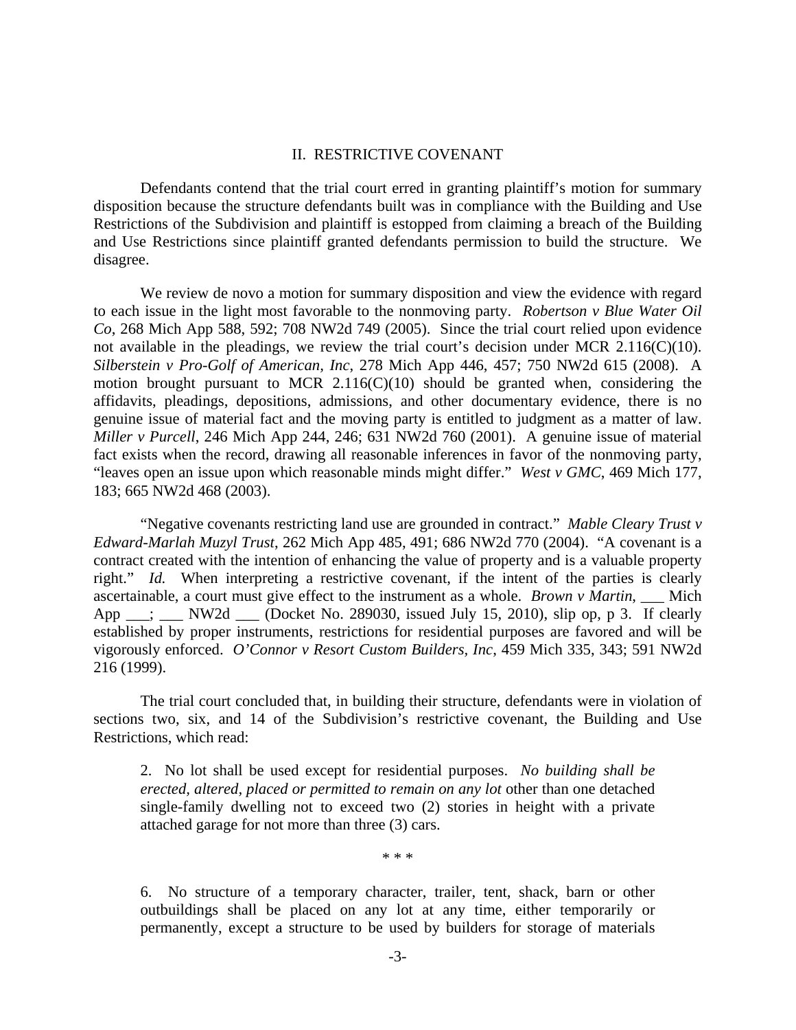## II. RESTRICTIVE COVENANT

Defendants contend that the trial court erred in granting plaintiff's motion for summary disposition because the structure defendants built was in compliance with the Building and Use Restrictions of the Subdivision and plaintiff is estopped from claiming a breach of the Building and Use Restrictions since plaintiff granted defendants permission to build the structure. We disagree.

We review de novo a motion for summary disposition and view the evidence with regard to each issue in the light most favorable to the nonmoving party. *Robertson v Blue Water Oil Co*, 268 Mich App 588, 592; 708 NW2d 749 (2005). Since the trial court relied upon evidence not available in the pleadings, we review the trial court's decision under MCR 2.116(C)(10). *Silberstein v Pro-Golf of American, Inc*, 278 Mich App 446, 457; 750 NW2d 615 (2008). A motion brought pursuant to MCR 2.116(C)(10) should be granted when, considering the affidavits, pleadings, depositions, admissions, and other documentary evidence, there is no genuine issue of material fact and the moving party is entitled to judgment as a matter of law. *Miller v Purcell*, 246 Mich App 244, 246; 631 NW2d 760 (2001). A genuine issue of material fact exists when the record, drawing all reasonable inferences in favor of the nonmoving party, "leaves open an issue upon which reasonable minds might differ." *West v GMC*, 469 Mich 177, 183; 665 NW2d 468 (2003).

"Negative covenants restricting land use are grounded in contract." *Mable Cleary Trust v Edward-Marlah Muzyl Trust*, 262 Mich App 485, 491; 686 NW2d 770 (2004). "A covenant is a contract created with the intention of enhancing the value of property and is a valuable property right." *Id.* When interpreting a restrictive covenant, if the intent of the parties is clearly ascertainable, a court must give effect to the instrument as a whole. *Brown v Martin*, ___ Mich App ___; ___ NW2d ___ (Docket No. 289030, issued July 15, 2010), slip op, p 3. If clearly established by proper instruments, restrictions for residential purposes are favored and will be vigorously enforced. *O'Connor v Resort Custom Builders, Inc*, 459 Mich 335, 343; 591 NW2d 216 (1999).

The trial court concluded that, in building their structure, defendants were in violation of sections two, six, and 14 of the Subdivision's restrictive covenant, the Building and Use Restrictions, which read:

> 2. No lot shall be used except for residential purposes. *No building shall be erected, altered, placed or permitted to remain on any lot* other than one detached single-family dwelling not to exceed two (2) stories in height with a private attached garage for not more than three (3) cars.
>
> \* \* \*
>
> 6. No structure of a temporary character, trailer, tent, shack, barn or other outbuildings shall be placed on any lot at any time, either temporarily or permanently, except a structure to be used by builders for storage of materials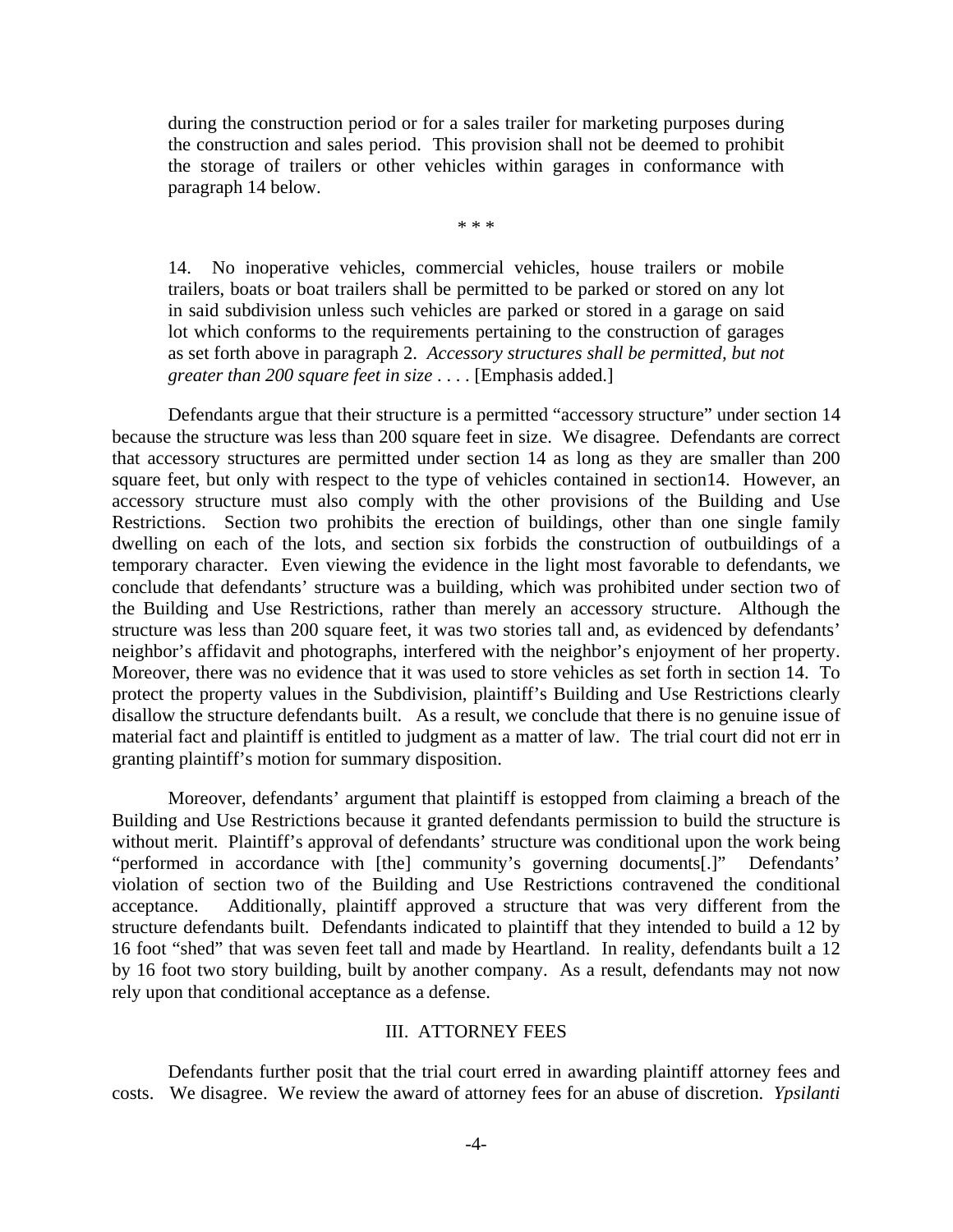> during the construction period or for a sales trailer for marketing purposes during the construction and sales period. This provision shall not be deemed to prohibit the storage of trailers or other vehicles within garages in conformance with paragraph 14 below.
>
> \* \* \*
>
> 14. No inoperative vehicles, commercial vehicles, house trailers or mobile trailers, boats or boat trailers shall be permitted to be parked or stored on any lot in said subdivision unless such vehicles are parked or stored in a garage on said lot which conforms to the requirements pertaining to the construction of garages as set forth above in paragraph 2. *Accessory structures shall be permitted, but not greater than 200 square feet in size* . . . . [Emphasis added.]

Defendants argue that their structure is a permitted "accessory structure" under section 14 because the structure was less than 200 square feet in size. We disagree. Defendants are correct that accessory structures are permitted under section 14 as long as they are smaller than 200 square feet, but only with respect to the type of vehicles contained in section14. However, an accessory structure must also comply with the other provisions of the Building and Use Restrictions. Section two prohibits the erection of buildings, other than one single family dwelling on each of the lots, and section six forbids the construction of outbuildings of a temporary character. Even viewing the evidence in the light most favorable to defendants, we conclude that defendants' structure was a building, which was prohibited under section two of the Building and Use Restrictions, rather than merely an accessory structure. Although the structure was less than 200 square feet, it was two stories tall and, as evidenced by defendants' neighbor's affidavit and photographs, interfered with the neighbor's enjoyment of her property. Moreover, there was no evidence that it was used to store vehicles as set forth in section 14. To protect the property values in the Subdivision, plaintiff's Building and Use Restrictions clearly disallow the structure defendants built. As a result, we conclude that there is no genuine issue of material fact and plaintiff is entitled to judgment as a matter of law. The trial court did not err in granting plaintiff's motion for summary disposition.

Moreover, defendants' argument that plaintiff is estopped from claiming a breach of the Building and Use Restrictions because it granted defendants permission to build the structure is without merit. Plaintiff's approval of defendants' structure was conditional upon the work being "performed in accordance with [the] community's governing documents[.]" Defendants' violation of section two of the Building and Use Restrictions contravened the conditional acceptance. Additionally, plaintiff approved a structure that was very different from the structure defendants built. Defendants indicated to plaintiff that they intended to build a 12 by 16 foot "shed" that was seven feet tall and made by Heartland. In reality, defendants built a 12 by 16 foot two story building, built by another company. As a result, defendants may not now rely upon that conditional acceptance as a defense.

## III. ATTORNEY FEES

Defendants further posit that the trial court erred in awarding plaintiff attorney fees and costs. We disagree. We review the award of attorney fees for an abuse of discretion. *Ypsilanti*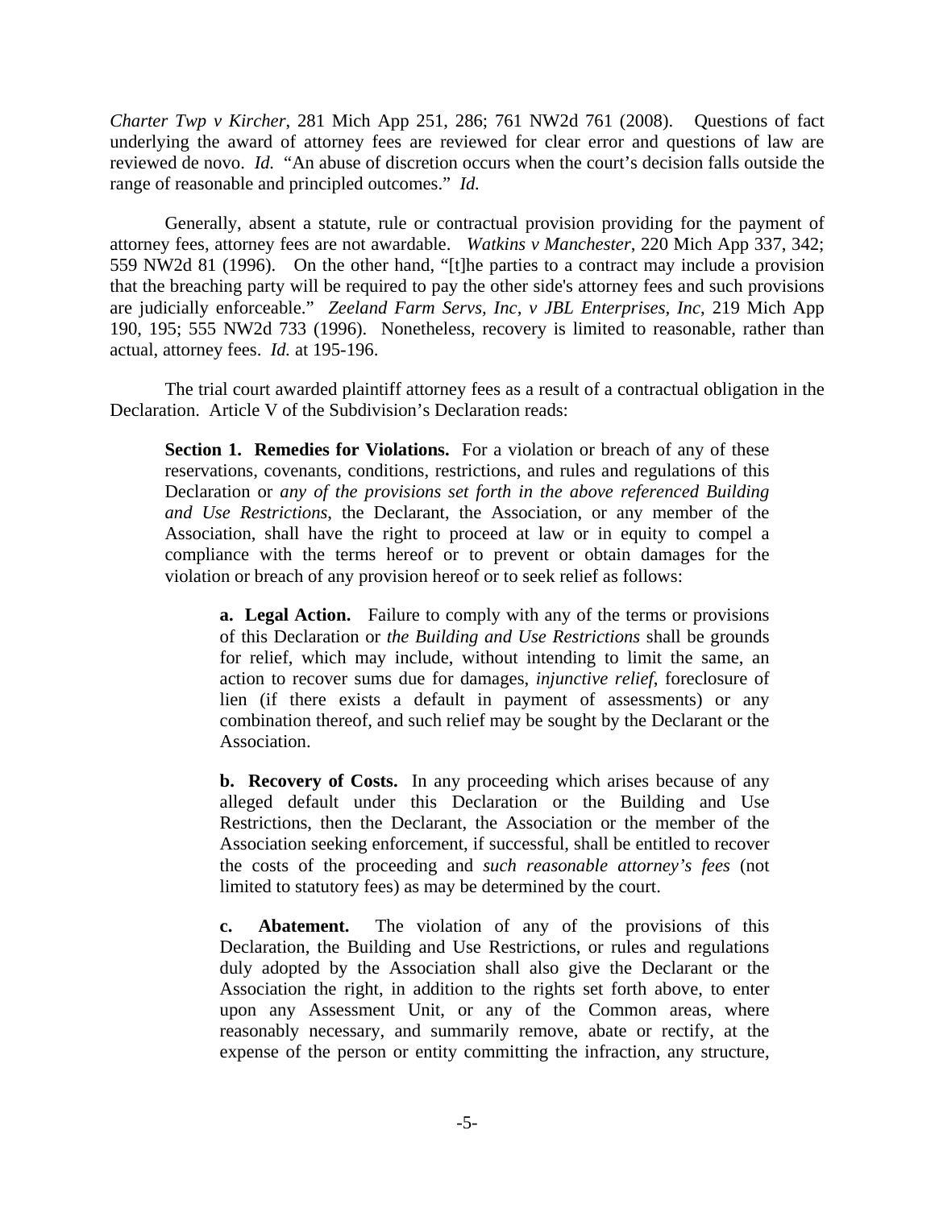*Charter Twp v Kircher*, 281 Mich App 251, 286; 761 NW2d 761 (2008). Questions of fact underlying the award of attorney fees are reviewed for clear error and questions of law are reviewed de novo. *Id.* "An abuse of discretion occurs when the court's decision falls outside the range of reasonable and principled outcomes." *Id.*

Generally, absent a statute, rule or contractual provision providing for the payment of attorney fees, attorney fees are not awardable. *Watkins v Manchester*, 220 Mich App 337, 342; 559 NW2d 81 (1996). On the other hand, "[t]he parties to a contract may include a provision that the breaching party will be required to pay the other side's attorney fees and such provisions are judicially enforceable." *Zeeland Farm Servs, Inc, v JBL Enterprises, Inc*, 219 Mich App 190, 195; 555 NW2d 733 (1996). Nonetheless, recovery is limited to reasonable, rather than actual, attorney fees. *Id.* at 195-196.

The trial court awarded plaintiff attorney fees as a result of a contractual obligation in the Declaration. Article V of the Subdivision's Declaration reads:

> **Section 1. Remedies for Violations.** For a violation or breach of any of these reservations, covenants, conditions, restrictions, and rules and regulations of this Declaration or *any of the provisions set forth in the above referenced Building and Use Restrictions*, the Declarant, the Association, or any member of the Association, shall have the right to proceed at law or in equity to compel a compliance with the terms hereof or to prevent or obtain damages for the violation or breach of any provision hereof or to seek relief as follows:
>
> > **a. Legal Action.** Failure to comply with any of the terms or provisions of this Declaration or *the Building and Use Restrictions* shall be grounds for relief, which may include, without intending to limit the same, an action to recover sums due for damages, *injunctive relief*, foreclosure of lien (if there exists a default in payment of assessments) or any combination thereof, and such relief may be sought by the Declarant or the Association.
> >
> > **b. Recovery of Costs.** In any proceeding which arises because of any alleged default under this Declaration or the Building and Use Restrictions, then the Declarant, the Association or the member of the Association seeking enforcement, if successful, shall be entitled to recover the costs of the proceeding and *such reasonable attorney's fees* (not limited to statutory fees) as may be determined by the court.
> >
> > **c. Abatement.** The violation of any of the provisions of this Declaration, the Building and Use Restrictions, or rules and regulations duly adopted by the Association shall also give the Declarant or the Association the right, in addition to the rights set forth above, to enter upon any Assessment Unit, or any of the Common areas, where reasonably necessary, and summarily remove, abate or rectify, at the expense of the person or entity committing the infraction, any structure,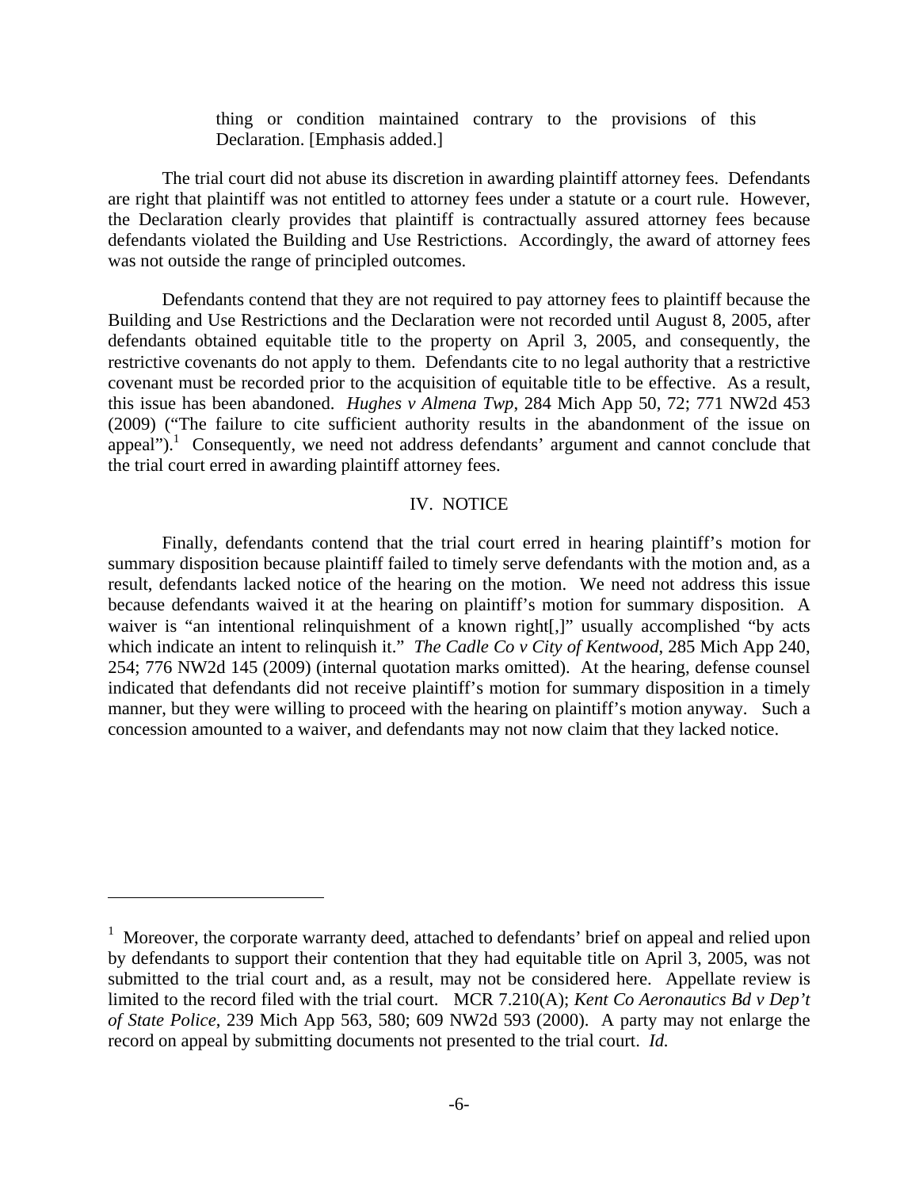> thing or condition maintained contrary to the provisions of this Declaration. [Emphasis added.]

The trial court did not abuse its discretion in awarding plaintiff attorney fees. Defendants are right that plaintiff was not entitled to attorney fees under a statute or a court rule. However, the Declaration clearly provides that plaintiff is contractually assured attorney fees because defendants violated the Building and Use Restrictions. Accordingly, the award of attorney fees was not outside the range of principled outcomes.

Defendants contend that they are not required to pay attorney fees to plaintiff because the Building and Use Restrictions and the Declaration were not recorded until August 8, 2005, after defendants obtained equitable title to the property on April 3, 2005, and consequently, the restrictive covenants do not apply to them. Defendants cite to no legal authority that a restrictive covenant must be recorded prior to the acquisition of equitable title to be effective. As a result, this issue has been abandoned. *Hughes v Almena Twp*, 284 Mich App 50, 72; 771 NW2d 453 (2009) ("The failure to cite sufficient authority results in the abandonment of the issue on appeal").[1] Consequently, we need not address defendants' argument and cannot conclude that the trial court erred in awarding plaintiff attorney fees.

## IV. NOTICE

Finally, defendants contend that the trial court erred in hearing plaintiff's motion for summary disposition because plaintiff failed to timely serve defendants with the motion and, as a result, defendants lacked notice of the hearing on the motion. We need not address this issue because defendants waived it at the hearing on plaintiff's motion for summary disposition. A waiver is "an intentional relinquishment of a known right[,]" usually accomplished "by acts which indicate an intent to relinquish it." *The Cadle Co v City of Kentwood*, 285 Mich App 240, 254; 776 NW2d 145 (2009) (internal quotation marks omitted). At the hearing, defense counsel indicated that defendants did not receive plaintiff's motion for summary disposition in a timely manner, but they were willing to proceed with the hearing on plaintiff's motion anyway. Such a concession amounted to a waiver, and defendants may not now claim that they lacked notice.

---

[1] Moreover, the corporate warranty deed, attached to defendants' brief on appeal and relied upon by defendants to support their contention that they had equitable title on April 3, 2005, was not submitted to the trial court and, as a result, may not be considered here. Appellate review is limited to the record filed with the trial court. MCR 7.210(A); *Kent Co Aeronautics Bd v Dep't of State Police*, 239 Mich App 563, 580; 609 NW2d 593 (2000). A party may not enlarge the record on appeal by submitting documents not presented to the trial court. *Id.*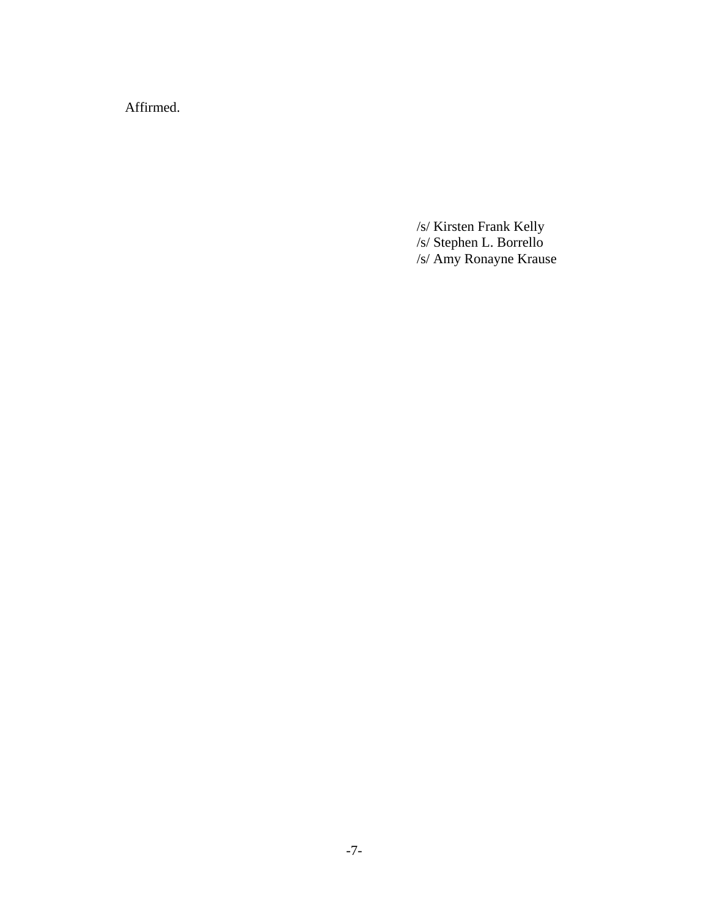Affirmed.

/s/ Kirsten Frank Kelly
/s/ Stephen L. Borrello
/s/ Amy Ronayne Krause